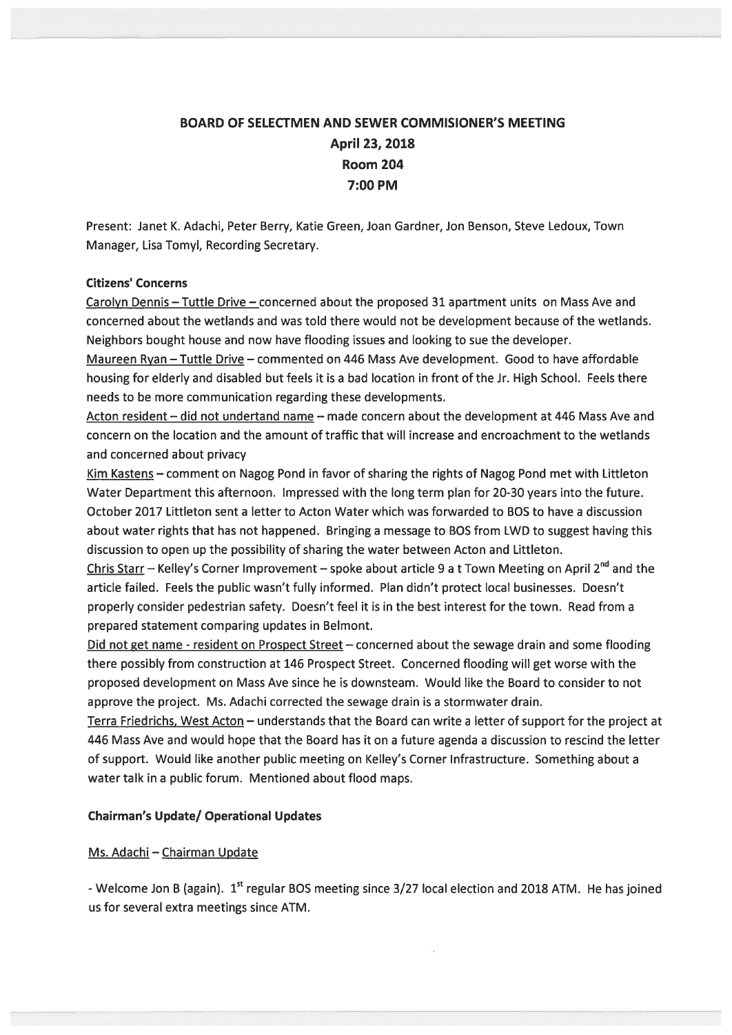# BOARD OF SELECTMEN AND SEWER COMMISIONER'S MEETING
## April 23, 2018
## Room 204
## 7:00 PM

Present: Janet K. Adachi, Peter Berry, Katie Green, Joan Gardner, Jon Benson, Steve Ledoux, Town Manager, Lisa Tomyl, Recording Secretary.

**Citizens' Concerns**

Carolyn Dennis – Tuttle Drive – concerned about the proposed 31 apartment units on Mass Ave and concerned about the wetlands and was told there would not be development because of the wetlands. Neighbors bought house and now have flooding issues and looking to sue the developer.

Maureen Ryan – Tuttle Drive – commented on 446 Mass Ave development. Good to have affordable housing for elderly and disabled but feels it is a bad location in front of the Jr. High School. Feels there needs to be more communication regarding these developments.

Acton resident – did not undertand name – made concern about the development at 446 Mass Ave and concern on the location and the amount of traffic that will increase and encroachment to the wetlands and concerned about privacy

Kim Kastens – comment on Nagog Pond in favor of sharing the rights of Nagog Pond met with Littleton Water Department this afternoon. Impressed with the long term plan for 20-30 years into the future. October 2017 Littleton sent a letter to Acton Water which was forwarded to BOS to have a discussion about water rights that has not happened. Bringing a message to BOS from LWD to suggest having this discussion to open up the possibility of sharing the water between Acton and Littleton.

Chris Starr – Kelley's Corner Improvement – spoke about article 9 a t Town Meeting on April 2nd and the article failed. Feels the public wasn't fully informed. Plan didn't protect local businesses. Doesn't properly consider pedestrian safety. Doesn't feel it is in the best interest for the town. Read from a prepared statement comparing updates in Belmont.

Did not get name - resident on Prospect Street – concerned about the sewage drain and some flooding there possibly from construction at 146 Prospect Street. Concerned flooding will get worse with the proposed development on Mass Ave since he is downsteam. Would like the Board to consider to not approve the project. Ms. Adachi corrected the sewage drain is a stormwater drain.

Terra Friedrichs, West Acton – understands that the Board can write a letter of support for the project at 446 Mass Ave and would hope that the Board has it on a future agenda a discussion to rescind the letter of support. Would like another public meeting on Kelley's Corner Infrastructure. Something about a water talk in a public forum. Mentioned about flood maps.

**Chairman's Update/ Operational Updates**

Ms. Adachi – Chairman Update

- Welcome Jon B (again). 1st regular BOS meeting since 3/27 local election and 2018 ATM. He has joined us for several extra meetings since ATM.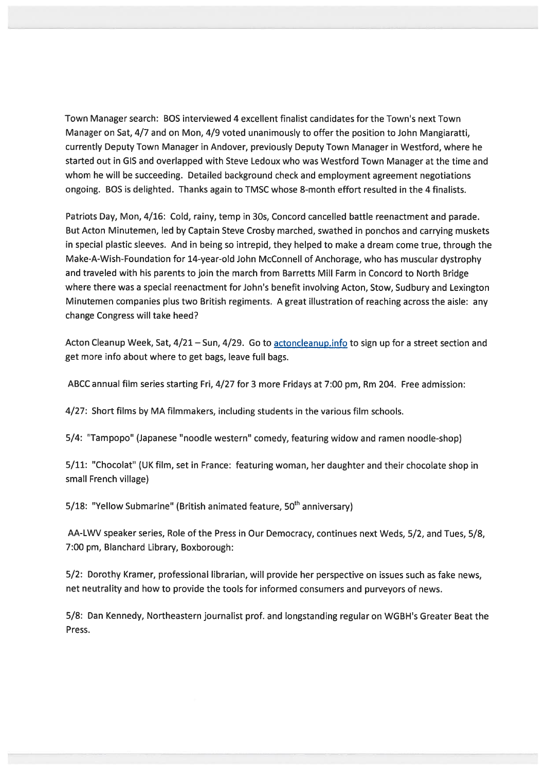Town Manager search: BOS interviewed 4 excellent finalist candidates for the Town's next Town Manager on Sat, 4/7 and on Mon, 4/9 voted unanimously to offer the position to John Mangiaratti, currently Deputy Town Manager in Andover, previously Deputy Town Manager in Westford, where he started out in GIS and overlapped with Steve Ledoux who was Westford Town Manager at the time and whom he will be succeeding. Detailed background check and employment agreement negotiations ongoing. BOS is delighted. Thanks again to TMSC whose 8-month effort resulted in the 4 finalists.

Patriots Day, Mon, 4/16: Cold, rainy, temp in 30s, Concord cancelled battle reenactment and parade. But Acton Minutemen, led by Captain Steve Crosby marched, swathed in ponchos and carrying muskets in special plastic sleeves. And in being so intrepid, they helped to make a dream come true, through the Make-A-Wish-Foundation for 14-year-old John McConnell of Anchorage, who has muscular dystrophy and traveled with his parents to join the march from Barretts Mill Farm in Concord to North Bridge where there was a special reenactment for John's benefit involving Acton, Stow, Sudbury and Lexington Minutemen companies plus two British regiments. A great illustration of reaching across the aisle: any change Congress will take heed?

Acton Cleanup Week, Sat, 4/21 – Sun, 4/29. Go to [actoncleanup.info](actoncleanup.info) to sign up for a street section and get more info about where to get bags, leave full bags.

ABCC annual film series starting Fri, 4/27 for 3 more Fridays at 7:00 pm, Rm 204. Free admission:

4/27: Short films by MA filmmakers, including students in the various film schools.

5/4: "Tampopo" (Japanese "noodle western" comedy, featuring widow and ramen noodle-shop)

5/11: "Chocolat" (UK film, set in France: featuring woman, her daughter and their chocolate shop in small French village)

5/18: "Yellow Submarine" (British animated feature, 50th anniversary)

AA-LWV speaker series, Role of the Press in Our Democracy, continues next Weds, 5/2, and Tues, 5/8, 7:00 pm, Blanchard Library, Boxborough:

5/2: Dorothy Kramer, professional librarian, will provide her perspective on issues such as fake news, net neutrality and how to provide the tools for informed consumers and purveyors of news.

5/8: Dan Kennedy, Northeastern journalist prof. and longstanding regular on WGBH's Greater Beat the Press.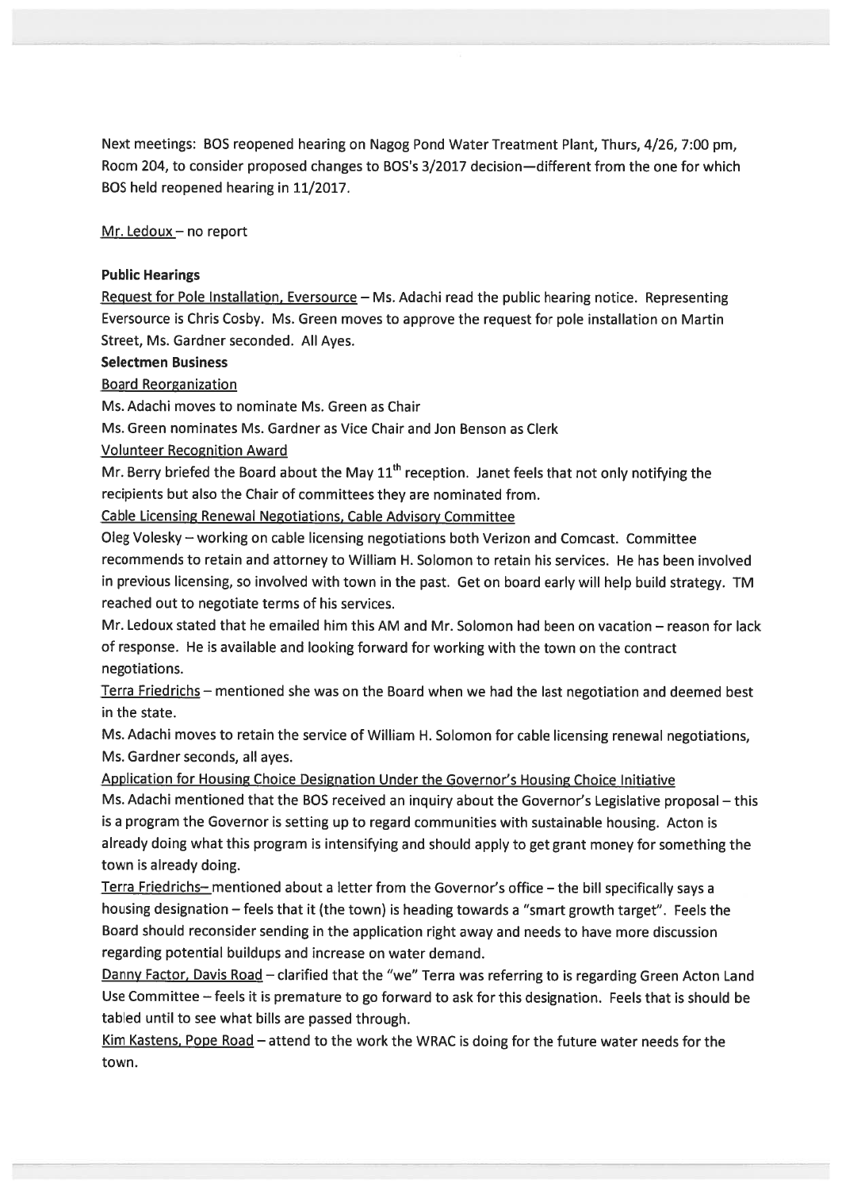Next meetings: BOS reopened hearing on Nagog Pond Water Treatment Plant, Thurs, 4/26, 7:00 pm, Room 204, to consider proposed changes to BOS's 3/2017 decision—different from the one for which BOS held reopened hearing in 11/2017.

Mr. Ledoux – no report

**Public Hearings**

Request for Pole Installation, Eversource – Ms. Adachi read the public hearing notice. Representing Eversource is Chris Cosby. Ms. Green moves to approve the request for pole installation on Martin Street, Ms. Gardner seconded. All Ayes.

**Selectmen Business**

Board Reorganization

Ms. Adachi moves to nominate Ms. Green as Chair

Ms. Green nominates Ms. Gardner as Vice Chair and Jon Benson as Clerk

Volunteer Recognition Award

Mr. Berry briefed the Board about the May 11th reception. Janet feels that not only notifying the recipients but also the Chair of committees they are nominated from.

Cable Licensing Renewal Negotiations, Cable Advisory Committee

Oleg Volesky – working on cable licensing negotiations both Verizon and Comcast. Committee recommends to retain and attorney to William H. Solomon to retain his services. He has been involved in previous licensing, so involved with town in the past. Get on board early will help build strategy. TM reached out to negotiate terms of his services.

Mr. Ledoux stated that he emailed him this AM and Mr. Solomon had been on vacation – reason for lack of response. He is available and looking forward for working with the town on the contract negotiations.

Terra Friedrichs – mentioned she was on the Board when we had the last negotiation and deemed best in the state.

Ms. Adachi moves to retain the service of William H. Solomon for cable licensing renewal negotiations, Ms. Gardner seconds, all ayes.

Application for Housing Choice Designation Under the Governor's Housing Choice Initiative

Ms. Adachi mentioned that the BOS received an inquiry about the Governor's Legislative proposal – this is a program the Governor is setting up to regard communities with sustainable housing. Acton is already doing what this program is intensifying and should apply to get grant money for something the town is already doing.

Terra Friedrichs– mentioned about a letter from the Governor's office – the bill specifically says a housing designation – feels that it (the town) is heading towards a "smart growth target". Feels the Board should reconsider sending in the application right away and needs to have more discussion regarding potential buildups and increase on water demand.

Danny Factor, Davis Road – clarified that the "we" Terra was referring to is regarding Green Acton Land Use Committee – feels it is premature to go forward to ask for this designation. Feels that is should be tabled until to see what bills are passed through.

Kim Kastens, Pope Road – attend to the work the WRAC is doing for the future water needs for the town.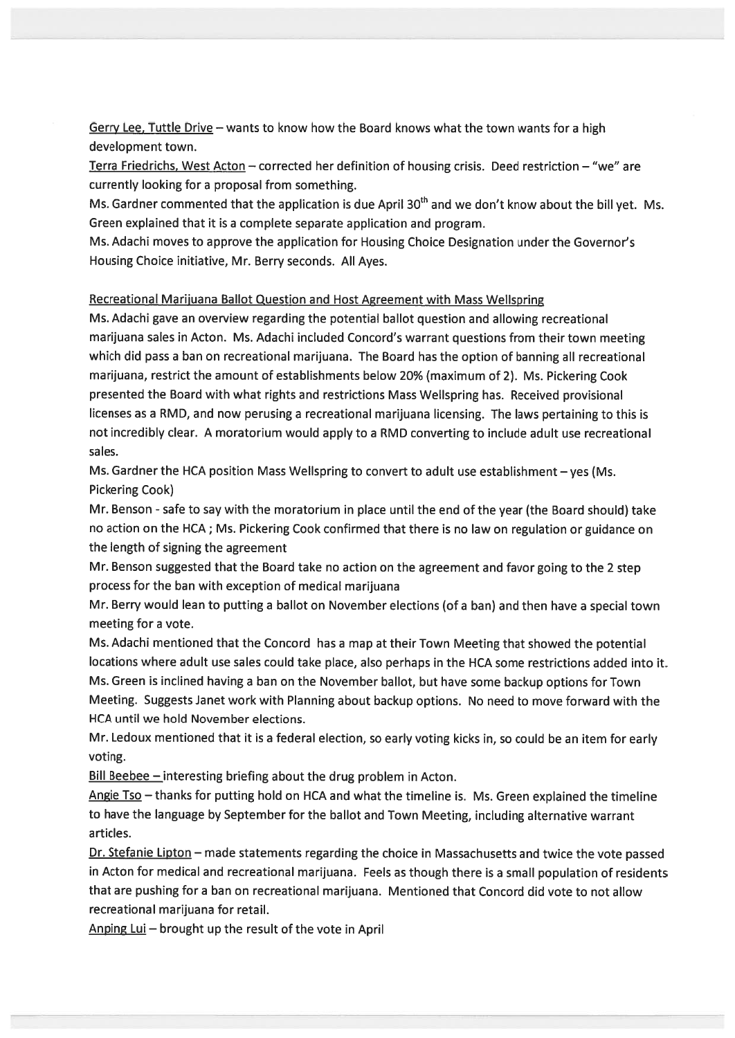Gerry Lee, Tuttle Drive – wants to know how the Board knows what the town wants for a high development town.

Terra Friedrichs, West Acton – corrected her definition of housing crisis. Deed restriction – "we" are currently looking for a proposal from something.

Ms. Gardner commented that the application is due April 30th and we don't know about the bill yet. Ms. Green explained that it is a complete separate application and program.

Ms. Adachi moves to approve the application for Housing Choice Designation under the Governor's Housing Choice initiative, Mr. Berry seconds. All Ayes.

Recreational Marijuana Ballot Question and Host Agreement with Mass Wellspring

Ms. Adachi gave an overview regarding the potential ballot question and allowing recreational marijuana sales in Acton. Ms. Adachi included Concord's warrant questions from their town meeting which did pass a ban on recreational marijuana. The Board has the option of banning all recreational marijuana, restrict the amount of establishments below 20% (maximum of 2). Ms. Pickering Cook presented the Board with what rights and restrictions Mass Wellspring has. Received provisional licenses as a RMD, and now perusing a recreational marijuana licensing. The laws pertaining to this is not incredibly clear. A moratorium would apply to a RMD converting to include adult use recreational sales.

Ms. Gardner the HCA position Mass Wellspring to convert to adult use establishment – yes (Ms. Pickering Cook)

Mr. Benson - safe to say with the moratorium in place until the end of the year (the Board should) take no action on the HCA ; Ms. Pickering Cook confirmed that there is no law on regulation or guidance on the length of signing the agreement

Mr. Benson suggested that the Board take no action on the agreement and favor going to the 2 step process for the ban with exception of medical marijuana

Mr. Berry would lean to putting a ballot on November elections (of a ban) and then have a special town meeting for a vote.

Ms. Adachi mentioned that the Concord has a map at their Town Meeting that showed the potential locations where adult use sales could take place, also perhaps in the HCA some restrictions added into it.

Ms. Green is inclined having a ban on the November ballot, but have some backup options for Town Meeting. Suggests Janet work with Planning about backup options. No need to move forward with the HCA until we hold November elections.

Mr. Ledoux mentioned that it is a federal election, so early voting kicks in, so could be an item for early voting.

Bill Beebee – interesting briefing about the drug problem in Acton.

Angie Tso – thanks for putting hold on HCA and what the timeline is. Ms. Green explained the timeline to have the language by September for the ballot and Town Meeting, including alternative warrant articles.

Dr. Stefanie Lipton – made statements regarding the choice in Massachusetts and twice the vote passed in Acton for medical and recreational marijuana. Feels as though there is a small population of residents that are pushing for a ban on recreational marijuana. Mentioned that Concord did vote to not allow recreational marijuana for retail.

Anping Lui – brought up the result of the vote in April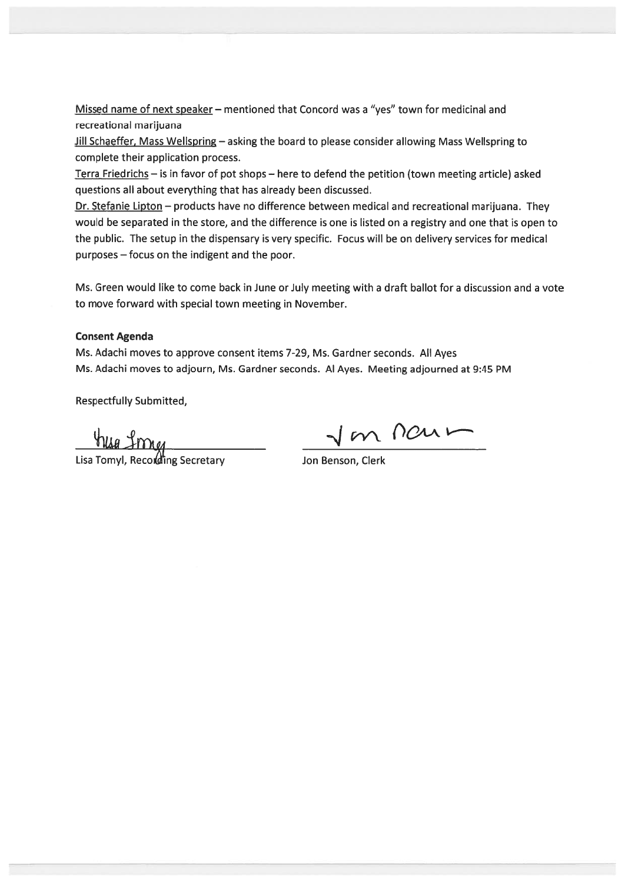Missed name of next speaker – mentioned that Concord was a "yes" town for medicinal and recreational marijuana

Jill Schaeffer, Mass Wellspring – asking the board to please consider allowing Mass Wellspring to complete their application process.

Terra Friedrichs – is in favor of pot shops – here to defend the petition (town meeting article) asked questions all about everything that has already been discussed.

Dr. Stefanie Lipton – products have no difference between medical and recreational marijuana. They would be separated in the store, and the difference is one is listed on a registry and one that is open to the public. The setup in the dispensary is very specific. Focus will be on delivery services for medical purposes – focus on the indigent and the poor.

Ms. Green would like to come back in June or July meeting with a draft ballot for a discussion and a vote to move forward with special town meeting in November.

**Consent Agenda**

Ms. Adachi moves to approve consent items 7-29, Ms. Gardner seconds. All Ayes

Ms. Adachi moves to adjourn, Ms. Gardner seconds. Al Ayes. Meeting adjourned at 9:45 PM

Respectfully Submitted,

Lisa Tomyl, Recording Secretary

Jon Benson, Clerk